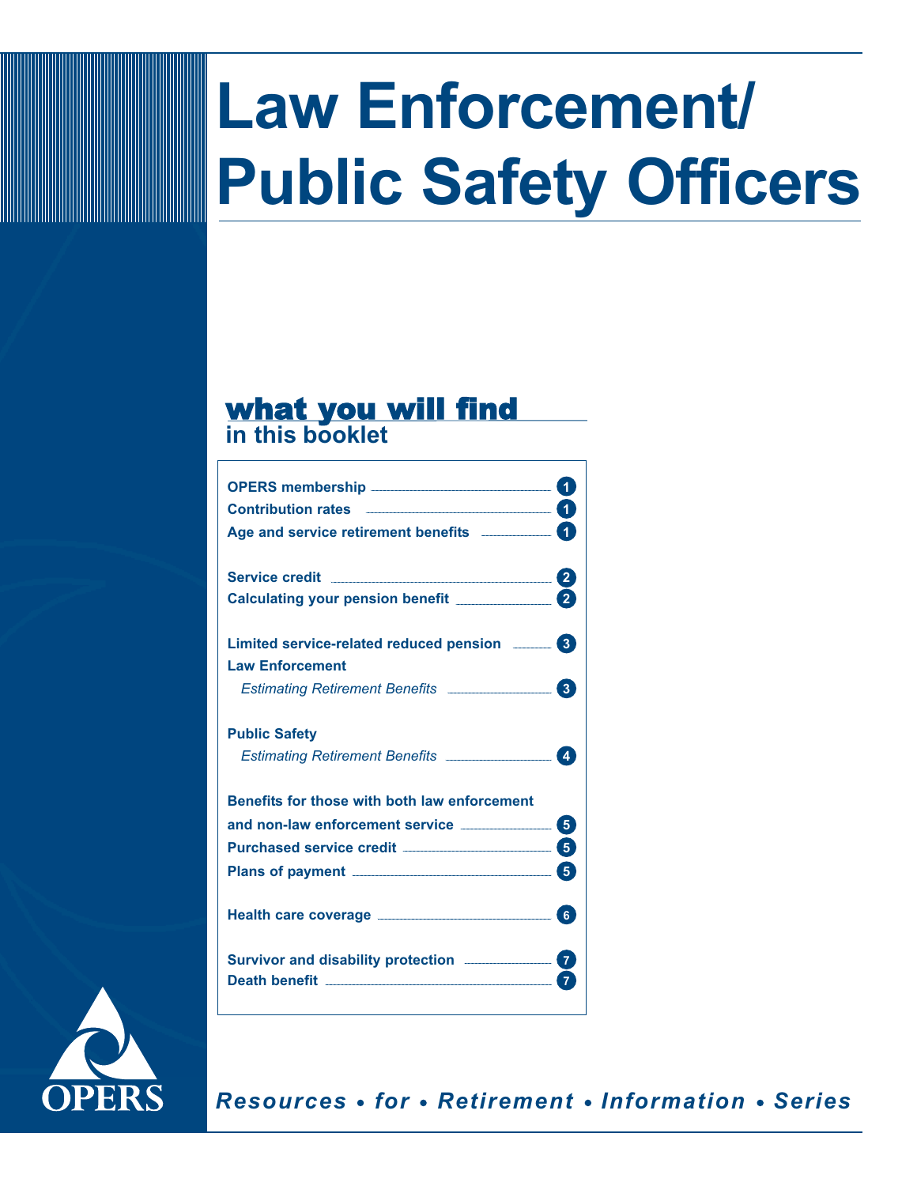# Law Enforcement/ Public Safety Officers

## what you will find in this booklet

| | |
|---|---|
| **OPERS membership** | 1 |
| **Contribution rates** | 1 |
| **Age and service retirement benefits** | 1 |
| **Service credit** | 2 |
| **Calculating your pension benefit** | 2 |
| **Limited service-related reduced pension** | 3 |
| **Law Enforcement** | |
| *Estimating Retirement Benefits* | 3 |
| **Public Safety** | |
| *Estimating Retirement Benefits* | 4 |
| **Benefits for those with both law enforcement and non-law enforcement service** | 5 |
| **Purchased service credit** | 5 |
| **Plans of payment** | 5 |
| **Health care coverage** | 6 |
| **Survivor and disability protection** | 7 |
| **Death benefit** | 7 |

OPERS

*Resources • for • Retirement • Information • Series*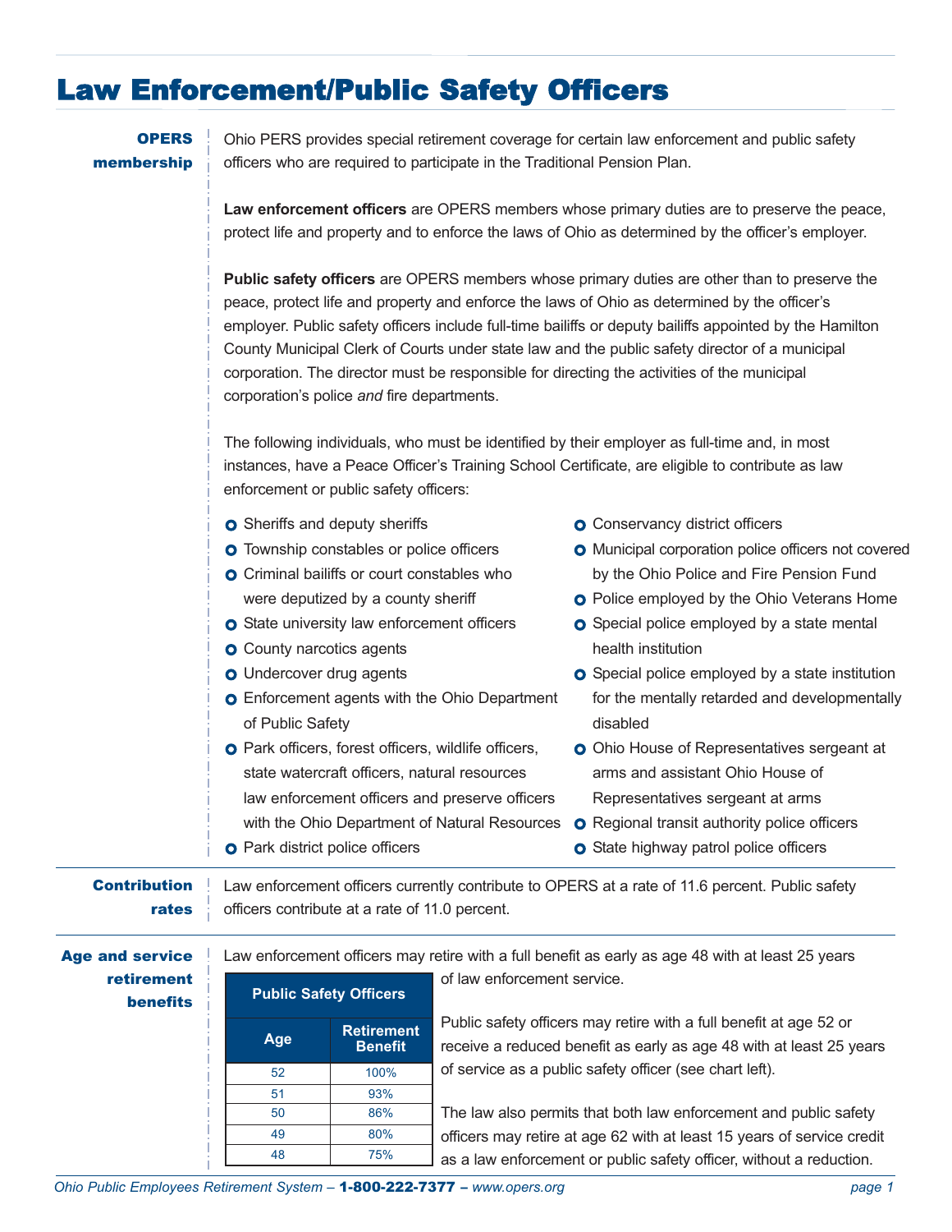# Law Enforcement/Public Safety Officers

## OPERS membership

Ohio PERS provides special retirement coverage for certain law enforcement and public safety officers who are required to participate in the Traditional Pension Plan.

**Law enforcement officers** are OPERS members whose primary duties are to preserve the peace, protect life and property and to enforce the laws of Ohio as determined by the officer's employer.

**Public safety officers** are OPERS members whose primary duties are other than to preserve the peace, protect life and property and enforce the laws of Ohio as determined by the officer's employer. Public safety officers include full-time bailiffs or deputy bailiffs appointed by the Hamilton County Municipal Clerk of Courts under state law and the public safety director of a municipal corporation. The director must be responsible for directing the activities of the municipal corporation's police *and* fire departments.

The following individuals, who must be identified by their employer as full-time and, in most instances, have a Peace Officer's Training School Certificate, are eligible to contribute as law enforcement or public safety officers:

- Sheriffs and deputy sheriffs
- Township constables or police officers
- Criminal bailiffs or court constables who were deputized by a county sheriff
- State university law enforcement officers
- County narcotics agents
- Undercover drug agents
- Enforcement agents with the Ohio Department of Public Safety
- Park officers, forest officers, wildlife officers, state watercraft officers, natural resources law enforcement officers and preserve officers with the Ohio Department of Natural Resources
- Park district police officers
- Conservancy district officers
- Municipal corporation police officers not covered by the Ohio Police and Fire Pension Fund
- Police employed by the Ohio Veterans Home
- Special police employed by a state mental health institution
- Special police employed by a state institution for the mentally retarded and developmentally disabled
- Ohio House of Representatives sergeant at arms and assistant Ohio House of Representatives sergeant at arms
- Regional transit authority police officers
- State highway patrol police officers

## Contribution rates

Law enforcement officers currently contribute to OPERS at a rate of 11.6 percent. Public safety officers contribute at a rate of 11.0 percent.

## Age and service retirement benefits

Law enforcement officers may retire with a full benefit as early as age 48 with at least 25 years of law enforcement service.

| Public Safety Officers | |
|---|---|
| **Age** | **Retirement Benefit** |
| 52 | 100% |
| 51 | 93% |
| 50 | 86% |
| 49 | 80% |
| 48 | 75% |

Public safety officers may retire with a full benefit at age 52 or receive a reduced benefit as early as age 48 with at least 25 years of service as a public safety officer (see chart left).

The law also permits that both law enforcement and public safety officers may retire at age 62 with at least 15 years of service credit as a law enforcement or public safety officer, without a reduction.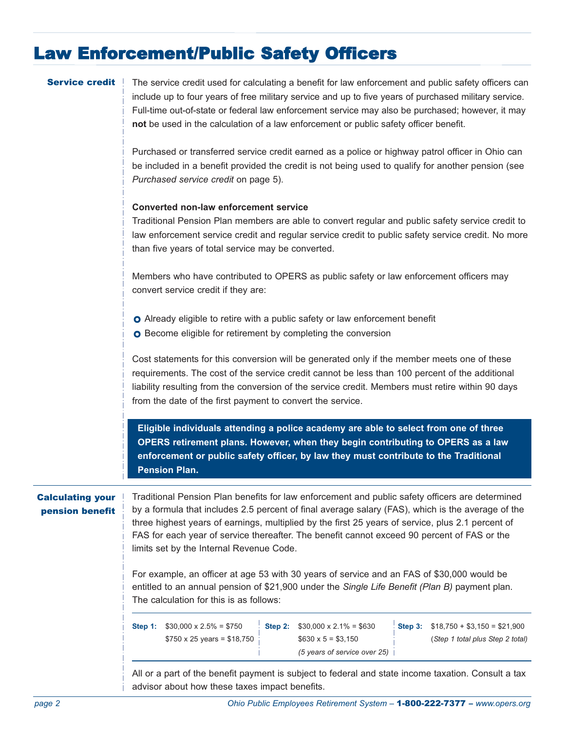# Law Enforcement/Public Safety Officers

## Service credit

The service credit used for calculating a benefit for law enforcement and public safety officers can include up to four years of free military service and up to five years of purchased military service. Full-time out-of-state or federal law enforcement service may also be purchased; however, it may **not** be used in the calculation of a law enforcement or public safety officer benefit.

Purchased or transferred service credit earned as a police or highway patrol officer in Ohio can be included in a benefit provided the credit is not being used to qualify for another pension (see *Purchased service credit* on page 5).

**Converted non-law enforcement service**

Traditional Pension Plan members are able to convert regular and public safety service credit to law enforcement service credit and regular service credit to public safety service credit. No more than five years of total service may be converted.

Members who have contributed to OPERS as public safety or law enforcement officers may convert service credit if they are:

- Already eligible to retire with a public safety or law enforcement benefit
- Become eligible for retirement by completing the conversion

Cost statements for this conversion will be generated only if the member meets one of these requirements. The cost of the service credit cannot be less than 100 percent of the additional liability resulting from the conversion of the service credit. Members must retire within 90 days from the date of the first payment to convert the service.

**Eligible individuals attending a police academy are able to select from one of three OPERS retirement plans. However, when they begin contributing to OPERS as a law enforcement or public safety officer, by law they must contribute to the Traditional Pension Plan.**

## Calculating your pension benefit

Traditional Pension Plan benefits for law enforcement and public safety officers are determined by a formula that includes 2.5 percent of final average salary (FAS), which is the average of the three highest years of earnings, multiplied by the first 25 years of service, plus 2.1 percent of FAS for each year of service thereafter. The benefit cannot exceed 90 percent of FAS or the limits set by the Internal Revenue Code.

For example, an officer at age 53 with 30 years of service and an FAS of $30,000 would be entitled to an annual pension of $21,900 under the *Single Life Benefit (Plan B)* payment plan. The calculation for this is as follows:

| Step 1: | Step 2: | Step 3: |
|---|---|---|
| $30,000 x 2.5% = $750<br>$750 x 25 years = $18,750 | $30,000 x 2.1% = $630<br>$630 x 5 = $3,150<br>*(5 years of service over 25)* | $18,750 + $3,150 = $21,900<br>(*Step 1 total plus Step 2 total*) |

All or a part of the benefit payment is subject to federal and state income taxation. Consult a tax advisor about how these taxes impact benefits.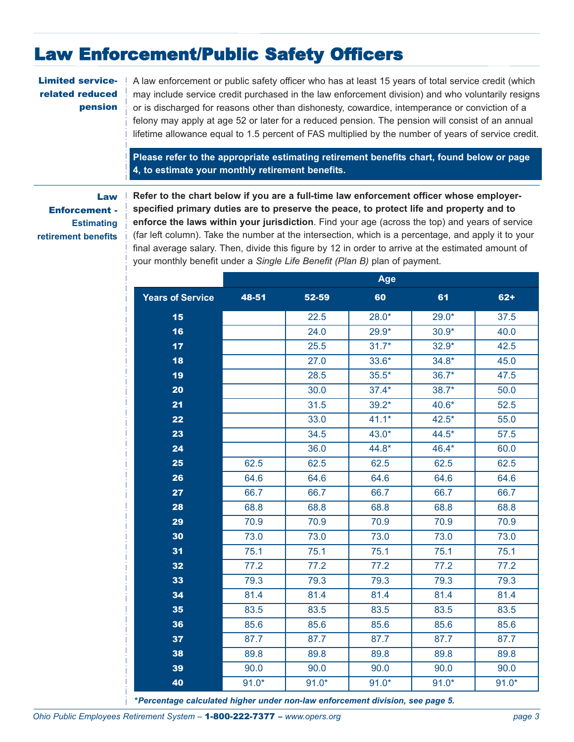# Law Enforcement/Public Safety Officers

### Limited service-related reduced pension

A law enforcement or public safety officer who has at least 15 years of total service credit (which may include service credit purchased in the law enforcement division) and who voluntarily resigns or is discharged for reasons other than dishonesty, cowardice, intemperance or conviction of a felony may apply at age 52 or later for a reduced pension. The pension will consist of an annual lifetime allowance equal to 1.5 percent of FAS multiplied by the number of years of service credit.

**Please refer to the appropriate estimating retirement benefits chart, found below or page 4, to estimate your monthly retirement benefits.**

### Law Enforcement - Estimating retirement benefits

**Refer to the chart below if you are a full-time law enforcement officer whose employer-specified primary duties are to preserve the peace, to protect life and property and to enforce the laws within your jurisdiction**. Find your age (across the top) and years of service (far left column). Take the number at the intersection, which is a percentage, and apply it to your final average salary. Then, divide this figure by 12 in order to arrive at the estimated amount of your monthly benefit under a *Single Life Benefit (Plan B)* plan of payment.

| | Age | | | | |
|---|---|---|---|---|---|
| **Years of Service** | **48-51** | **52-59** | **60** | **61** | **62+** |
| **15** | | 22.5 | 28.0* | 29.0* | 37.5 |
| **16** | | 24.0 | 29.9* | 30.9* | 40.0 |
| **17** | | 25.5 | 31.7* | 32.9* | 42.5 |
| **18** | | 27.0 | 33.6* | 34.8* | 45.0 |
| **19** | | 28.5 | 35.5* | 36.7* | 47.5 |
| **20** | | 30.0 | 37.4* | 38.7* | 50.0 |
| **21** | | 31.5 | 39.2* | 40.6* | 52.5 |
| **22** | | 33.0 | 41.1* | 42.5* | 55.0 |
| **23** | | 34.5 | 43.0* | 44.5* | 57.5 |
| **24** | | 36.0 | 44.8* | 46.4* | 60.0 |
| **25** | 62.5 | 62.5 | 62.5 | 62.5 | 62.5 |
| **26** | 64.6 | 64.6 | 64.6 | 64.6 | 64.6 |
| **27** | 66.7 | 66.7 | 66.7 | 66.7 | 66.7 |
| **28** | 68.8 | 68.8 | 68.8 | 68.8 | 68.8 |
| **29** | 70.9 | 70.9 | 70.9 | 70.9 | 70.9 |
| **30** | 73.0 | 73.0 | 73.0 | 73.0 | 73.0 |
| **31** | 75.1 | 75.1 | 75.1 | 75.1 | 75.1 |
| **32** | 77.2 | 77.2 | 77.2 | 77.2 | 77.2 |
| **33** | 79.3 | 79.3 | 79.3 | 79.3 | 79.3 |
| **34** | 81.4 | 81.4 | 81.4 | 81.4 | 81.4 |
| **35** | 83.5 | 83.5 | 83.5 | 83.5 | 83.5 |
| **36** | 85.6 | 85.6 | 85.6 | 85.6 | 85.6 |
| **37** | 87.7 | 87.7 | 87.7 | 87.7 | 87.7 |
| **38** | 89.8 | 89.8 | 89.8 | 89.8 | 89.8 |
| **39** | 90.0 | 90.0 | 90.0 | 90.0 | 90.0 |
| **40** | 91.0* | 91.0* | 91.0* | 91.0* | 91.0* |

***Percentage calculated higher under non-law enforcement division, see page 5.***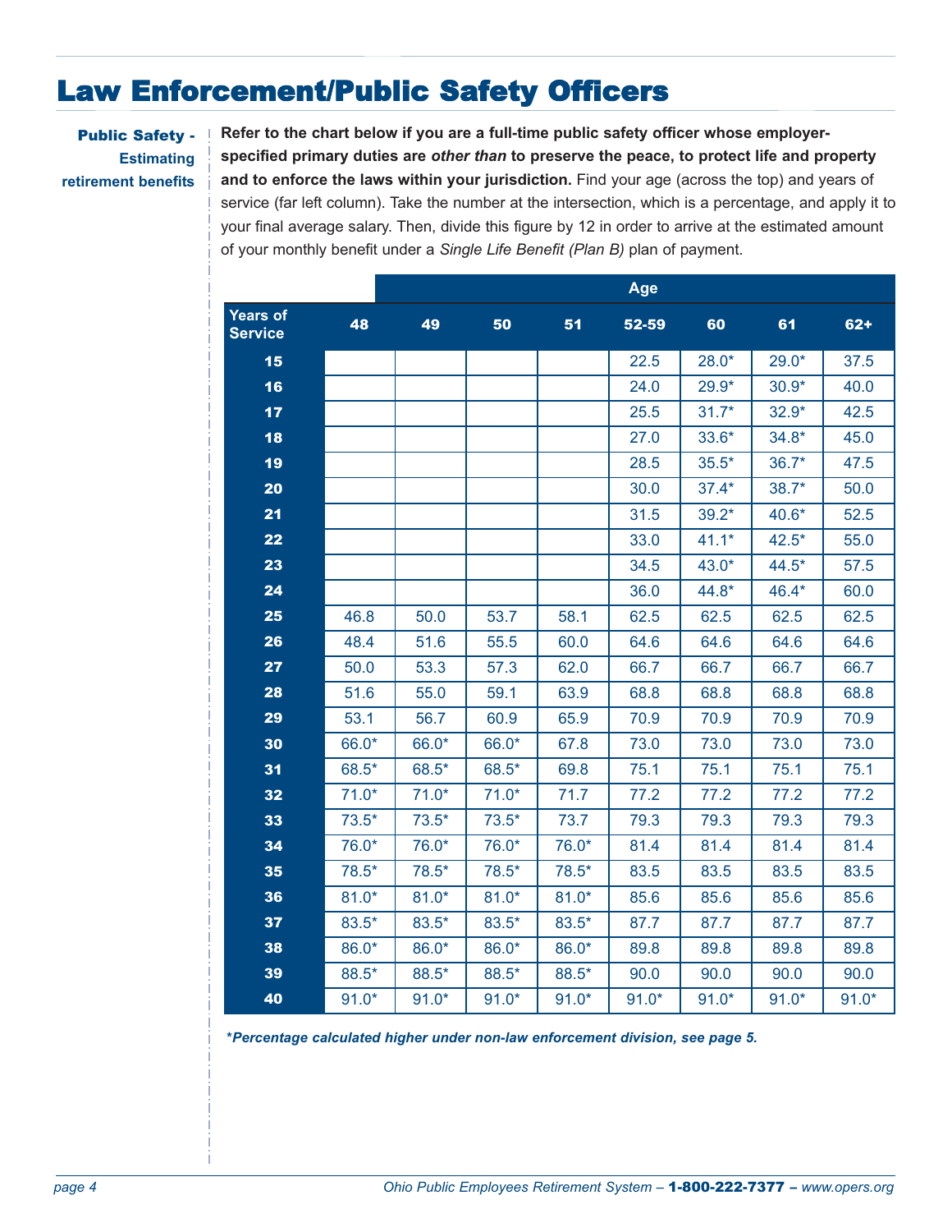# Law Enforcement/Public Safety Officers

**Public Safety - Estimating retirement benefits**

**Refer to the chart below if you are a full-time public safety officer whose employer-specified primary duties are *other than* to preserve the peace, to protect life and property and to enforce the laws within your jurisdiction.** Find your age (across the top) and years of service (far left column). Take the number at the intersection, which is a percentage, and apply it to your final average salary. Then, divide this figure by 12 in order to arrive at the estimated amount of your monthly benefit under a *Single Life Benefit (Plan B)* plan of payment.

| | Age | | | | | | | |
|---|---|---|---|---|---|---|---|---|
| **Years of Service** | **48** | **49** | **50** | **51** | **52-59** | **60** | **61** | **62+** |
| **15** | | | | | 22.5 | 28.0* | 29.0* | 37.5 |
| **16** | | | | | 24.0 | 29.9* | 30.9* | 40.0 |
| **17** | | | | | 25.5 | 31.7* | 32.9* | 42.5 |
| **18** | | | | | 27.0 | 33.6* | 34.8* | 45.0 |
| **19** | | | | | 28.5 | 35.5* | 36.7* | 47.5 |
| **20** | | | | | 30.0 | 37.4* | 38.7* | 50.0 |
| **21** | | | | | 31.5 | 39.2* | 40.6* | 52.5 |
| **22** | | | | | 33.0 | 41.1* | 42.5* | 55.0 |
| **23** | | | | | 34.5 | 43.0* | 44.5* | 57.5 |
| **24** | | | | | 36.0 | 44.8* | 46.4* | 60.0 |
| **25** | 46.8 | 50.0 | 53.7 | 58.1 | 62.5 | 62.5 | 62.5 | 62.5 |
| **26** | 48.4 | 51.6 | 55.5 | 60.0 | 64.6 | 64.6 | 64.6 | 64.6 |
| **27** | 50.0 | 53.3 | 57.3 | 62.0 | 66.7 | 66.7 | 66.7 | 66.7 |
| **28** | 51.6 | 55.0 | 59.1 | 63.9 | 68.8 | 68.8 | 68.8 | 68.8 |
| **29** | 53.1 | 56.7 | 60.9 | 65.9 | 70.9 | 70.9 | 70.9 | 70.9 |
| **30** | 66.0* | 66.0* | 66.0* | 67.8 | 73.0 | 73.0 | 73.0 | 73.0 |
| **31** | 68.5* | 68.5* | 68.5* | 69.8 | 75.1 | 75.1 | 75.1 | 75.1 |
| **32** | 71.0* | 71.0* | 71.0* | 71.7 | 77.2 | 77.2 | 77.2 | 77.2 |
| **33** | 73.5* | 73.5* | 73.5* | 73.7 | 79.3 | 79.3 | 79.3 | 79.3 |
| **34** | 76.0* | 76.0* | 76.0* | 76.0* | 81.4 | 81.4 | 81.4 | 81.4 |
| **35** | 78.5* | 78.5* | 78.5* | 78.5* | 83.5 | 83.5 | 83.5 | 83.5 |
| **36** | 81.0* | 81.0* | 81.0* | 81.0* | 85.6 | 85.6 | 85.6 | 85.6 |
| **37** | 83.5* | 83.5* | 83.5* | 83.5* | 87.7 | 87.7 | 87.7 | 87.7 |
| **38** | 86.0* | 86.0* | 86.0* | 86.0* | 89.8 | 89.8 | 89.8 | 89.8 |
| **39** | 88.5* | 88.5* | 88.5* | 88.5* | 90.0 | 90.0 | 90.0 | 90.0 |
| **40** | 91.0* | 91.0* | 91.0* | 91.0* | 91.0* | 91.0* | 91.0* | 91.0* |

***Percentage calculated higher under non-law enforcement division, see page 5.***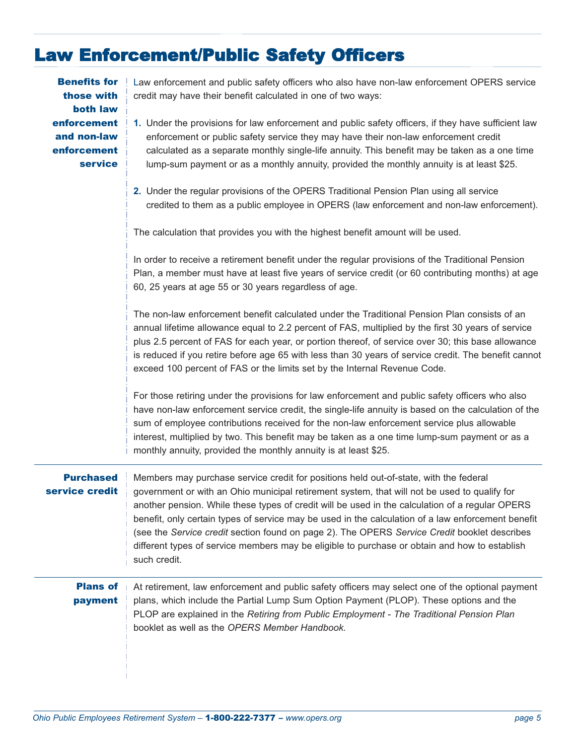# Law Enforcement/Public Safety Officers

### Benefits for those with both law enforcement and non-law enforcement service

Law enforcement and public safety officers who also have non-law enforcement OPERS service credit may have their benefit calculated in one of two ways:

1. Under the provisions for law enforcement and public safety officers, if they have sufficient law enforcement or public safety service they may have their non-law enforcement credit calculated as a separate monthly single-life annuity. This benefit may be taken as a one time lump-sum payment or as a monthly annuity, provided the monthly annuity is at least $25.

2. Under the regular provisions of the OPERS Traditional Pension Plan using all service credited to them as a public employee in OPERS (law enforcement and non-law enforcement).

The calculation that provides you with the highest benefit amount will be used.

In order to receive a retirement benefit under the regular provisions of the Traditional Pension Plan, a member must have at least five years of service credit (or 60 contributing months) at age 60, 25 years at age 55 or 30 years regardless of age.

The non-law enforcement benefit calculated under the Traditional Pension Plan consists of an annual lifetime allowance equal to 2.2 percent of FAS, multiplied by the first 30 years of service plus 2.5 percent of FAS for each year, or portion thereof, of service over 30; this base allowance is reduced if you retire before age 65 with less than 30 years of service credit. The benefit cannot exceed 100 percent of FAS or the limits set by the Internal Revenue Code.

For those retiring under the provisions for law enforcement and public safety officers who also have non-law enforcement service credit, the single-life annuity is based on the calculation of the sum of employee contributions received for the non-law enforcement service plus allowable interest, multiplied by two. This benefit may be taken as a one time lump-sum payment or as a monthly annuity, provided the monthly annuity is at least $25.

### Purchased service credit

Members may purchase service credit for positions held out-of-state, with the federal government or with an Ohio municipal retirement system, that will not be used to qualify for another pension. While these types of credit will be used in the calculation of a regular OPERS benefit, only certain types of service may be used in the calculation of a law enforcement benefit (see the *Service credit* section found on page 2). The OPERS *Service Credit* booklet describes different types of service members may be eligible to purchase or obtain and how to establish such credit.

### Plans of payment

At retirement, law enforcement and public safety officers may select one of the optional payment plans, which include the Partial Lump Sum Option Payment (PLOP). These options and the PLOP are explained in the *Retiring from Public Employment - The Traditional Pension Plan* booklet as well as the *OPERS Member Handbook.*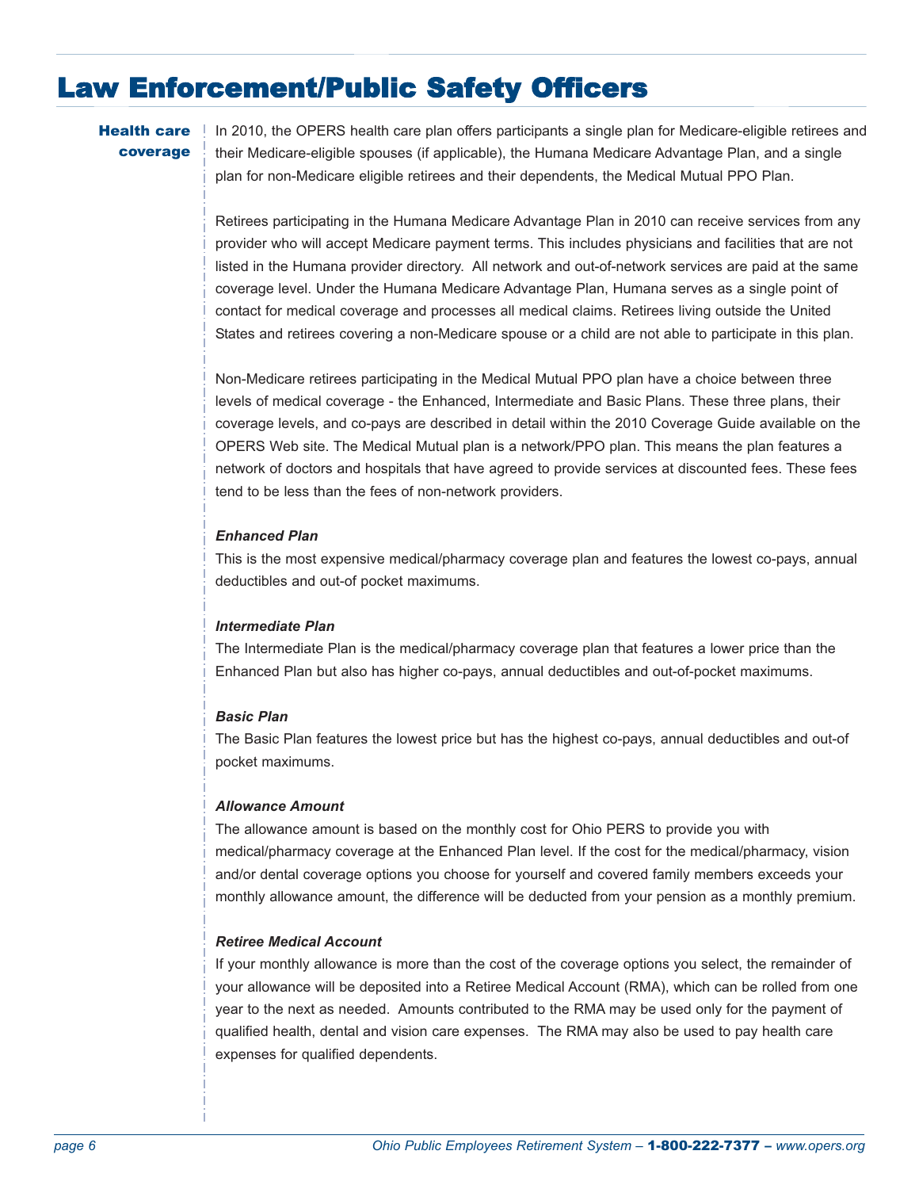# Law Enforcement/Public Safety Officers

## Health care coverage

In 2010, the OPERS health care plan offers participants a single plan for Medicare-eligible retirees and their Medicare-eligible spouses (if applicable), the Humana Medicare Advantage Plan, and a single plan for non-Medicare eligible retirees and their dependents, the Medical Mutual PPO Plan.

Retirees participating in the Humana Medicare Advantage Plan in 2010 can receive services from any provider who will accept Medicare payment terms. This includes physicians and facilities that are not listed in the Humana provider directory. All network and out-of-network services are paid at the same coverage level. Under the Humana Medicare Advantage Plan, Humana serves as a single point of contact for medical coverage and processes all medical claims. Retirees living outside the United States and retirees covering a non-Medicare spouse or a child are not able to participate in this plan.

Non-Medicare retirees participating in the Medical Mutual PPO plan have a choice between three levels of medical coverage - the Enhanced, Intermediate and Basic Plans. These three plans, their coverage levels, and co-pays are described in detail within the 2010 Coverage Guide available on the OPERS Web site. The Medical Mutual plan is a network/PPO plan. This means the plan features a network of doctors and hospitals that have agreed to provide services at discounted fees. These fees tend to be less than the fees of non-network providers.

***Enhanced Plan***

This is the most expensive medical/pharmacy coverage plan and features the lowest co-pays, annual deductibles and out-of pocket maximums.

***Intermediate Plan***

The Intermediate Plan is the medical/pharmacy coverage plan that features a lower price than the Enhanced Plan but also has higher co-pays, annual deductibles and out-of-pocket maximums.

***Basic Plan***

The Basic Plan features the lowest price but has the highest co-pays, annual deductibles and out-of pocket maximums.

***Allowance Amount***

The allowance amount is based on the monthly cost for Ohio PERS to provide you with medical/pharmacy coverage at the Enhanced Plan level. If the cost for the medical/pharmacy, vision and/or dental coverage options you choose for yourself and covered family members exceeds your monthly allowance amount, the difference will be deducted from your pension as a monthly premium.

***Retiree Medical Account***

If your monthly allowance is more than the cost of the coverage options you select, the remainder of your allowance will be deposited into a Retiree Medical Account (RMA), which can be rolled from one year to the next as needed. Amounts contributed to the RMA may be used only for the payment of qualified health, dental and vision care expenses. The RMA may also be used to pay health care expenses for qualified dependents.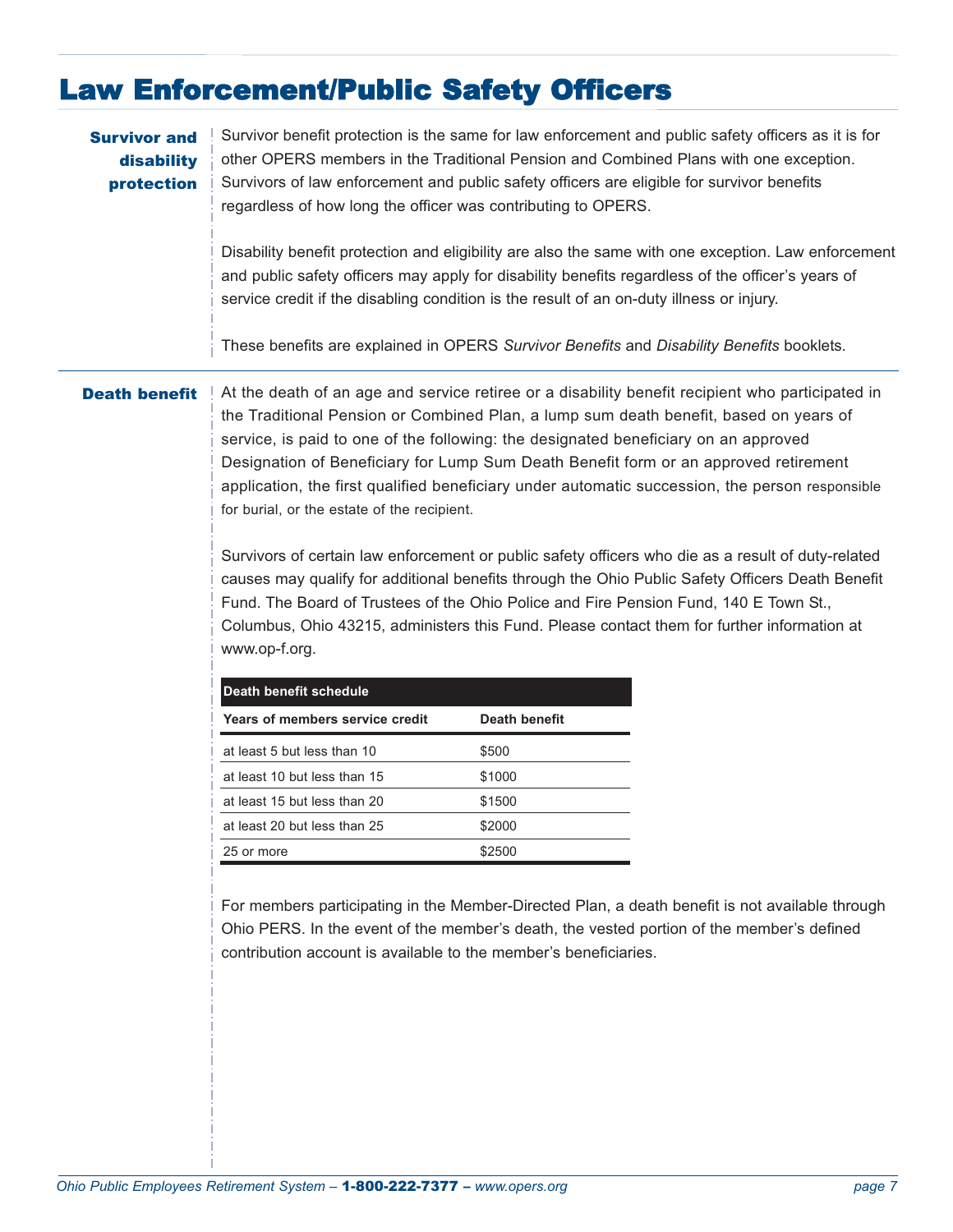# Law Enforcement/Public Safety Officers

## Survivor and disability protection

Survivor benefit protection is the same for law enforcement and public safety officers as it is for other OPERS members in the Traditional Pension and Combined Plans with one exception. Survivors of law enforcement and public safety officers are eligible for survivor benefits regardless of how long the officer was contributing to OPERS.

Disability benefit protection and eligibility are also the same with one exception. Law enforcement and public safety officers may apply for disability benefits regardless of the officer's years of service credit if the disabling condition is the result of an on-duty illness or injury.

These benefits are explained in OPERS *Survivor Benefits* and *Disability Benefits* booklets.

## Death benefit

At the death of an age and service retiree or a disability benefit recipient who participated in the Traditional Pension or Combined Plan, a lump sum death benefit, based on years of service, is paid to one of the following: the designated beneficiary on an approved Designation of Beneficiary for Lump Sum Death Benefit form or an approved retirement application, the first qualified beneficiary under automatic succession, the person responsible for burial, or the estate of the recipient.

Survivors of certain law enforcement or public safety officers who die as a result of duty-related causes may qualify for additional benefits through the Ohio Public Safety Officers Death Benefit Fund. The Board of Trustees of the Ohio Police and Fire Pension Fund, 140 E Town St., Columbus, Ohio 43215, administers this Fund. Please contact them for further information at www.op-f.org.

**Death benefit schedule**

| Years of members service credit | Death benefit |
|---|---|
| at least 5 but less than 10 | $500 |
| at least 10 but less than 15 | $1000 |
| at least 15 but less than 20 | $1500 |
| at least 20 but less than 25 | $2000 |
| 25 or more | $2500 |

For members participating in the Member-Directed Plan, a death benefit is not available through Ohio PERS. In the event of the member's death, the vested portion of the member's defined contribution account is available to the member's beneficiaries.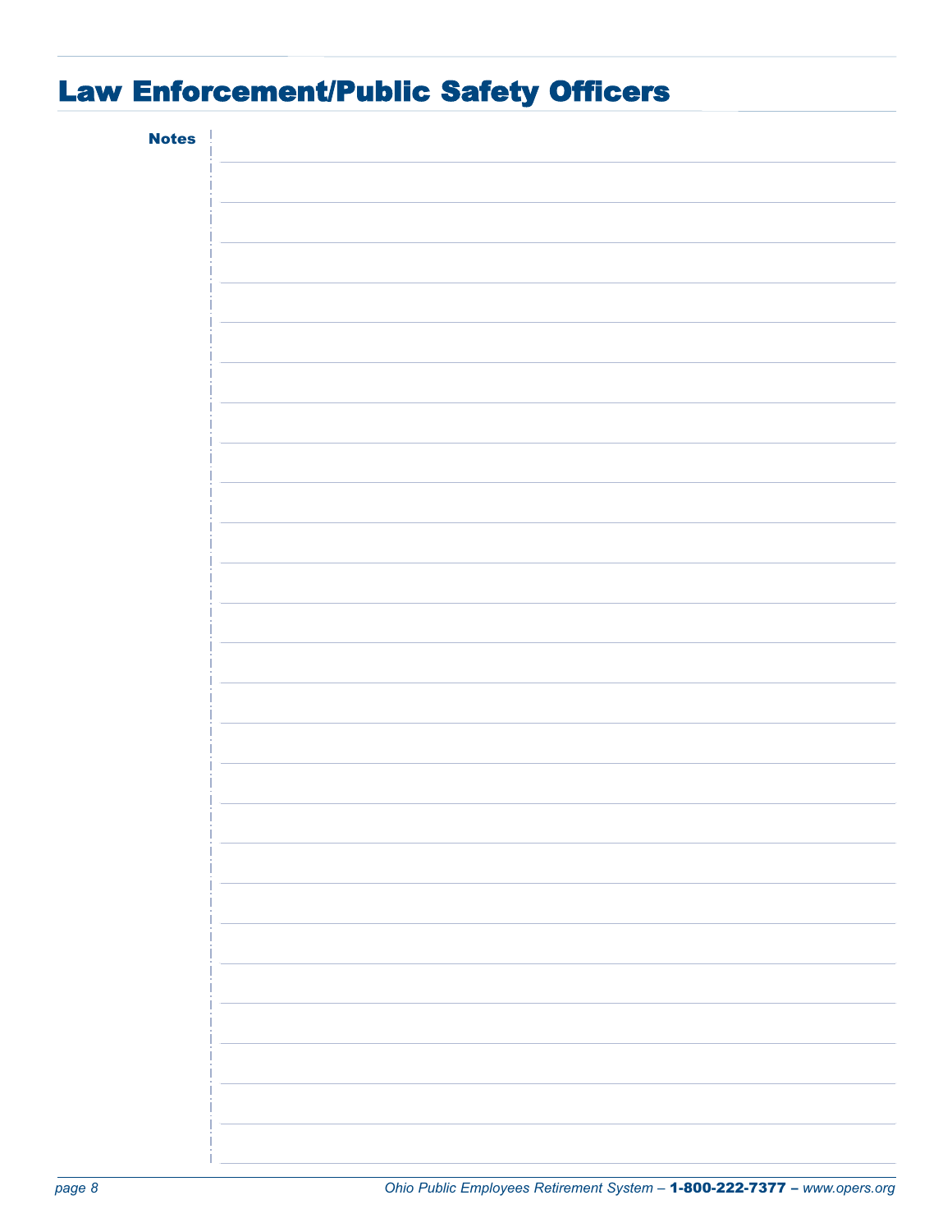# Law Enforcement/Public Safety Officers

**Notes**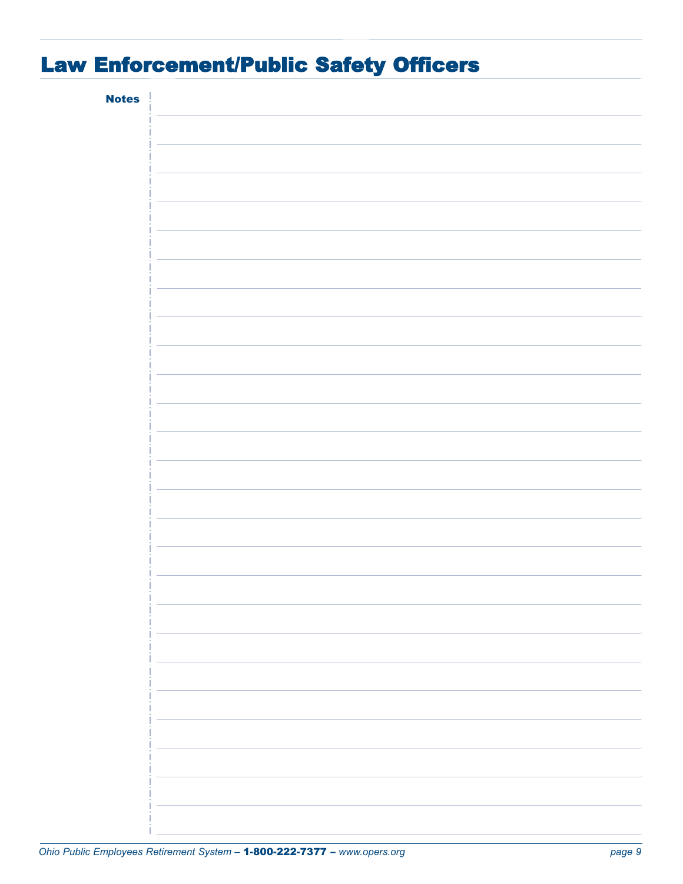# Law Enforcement/Public Safety Officers

**Notes**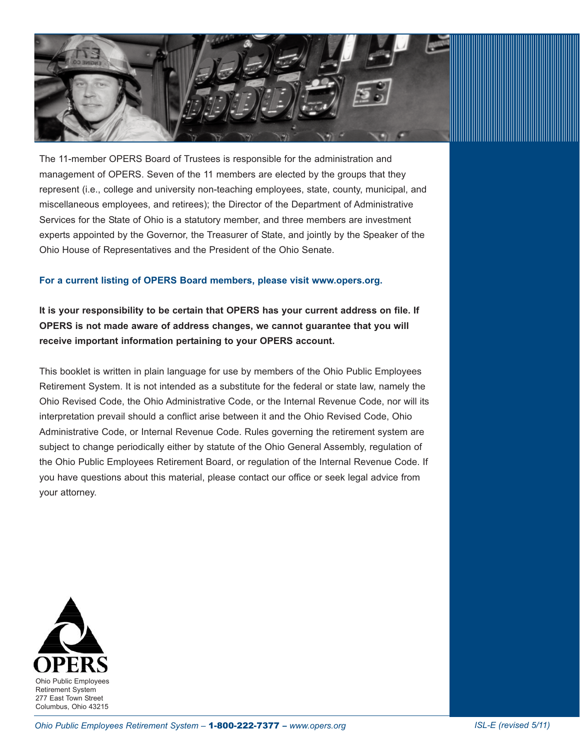The 11-member OPERS Board of Trustees is responsible for the administration and management of OPERS. Seven of the 11 members are elected by the groups that they represent (i.e., college and university non-teaching employees, state, county, municipal, and miscellaneous employees, and retirees); the Director of the Department of Administrative Services for the State of Ohio is a statutory member, and three members are investment experts appointed by the Governor, the Treasurer of State, and jointly by the Speaker of the Ohio House of Representatives and the President of the Ohio Senate.

**For a current listing of OPERS Board members, please visit www.opers.org.**

**It is your responsibility to be certain that OPERS has your current address on file. If OPERS is not made aware of address changes, we cannot guarantee that you will receive important information pertaining to your OPERS account.**

This booklet is written in plain language for use by members of the Ohio Public Employees Retirement System. It is not intended as a substitute for the federal or state law, namely the Ohio Revised Code, the Ohio Administrative Code, or the Internal Revenue Code, nor will its interpretation prevail should a conflict arise between it and the Ohio Revised Code, Ohio Administrative Code, or Internal Revenue Code. Rules governing the retirement system are subject to change periodically either by statute of the Ohio General Assembly, regulation of the Ohio Public Employees Retirement Board, or regulation of the Internal Revenue Code. If you have questions about this material, please contact our office or seek legal advice from your attorney.

OPERS

Ohio Public Employees
Retirement System
277 East Town Street
Columbus, Ohio 43215

*Ohio Public Employees Retirement System –* **1-800-222-7377 –** *www.opers.org*

*ISL-E (revised 5/11)*